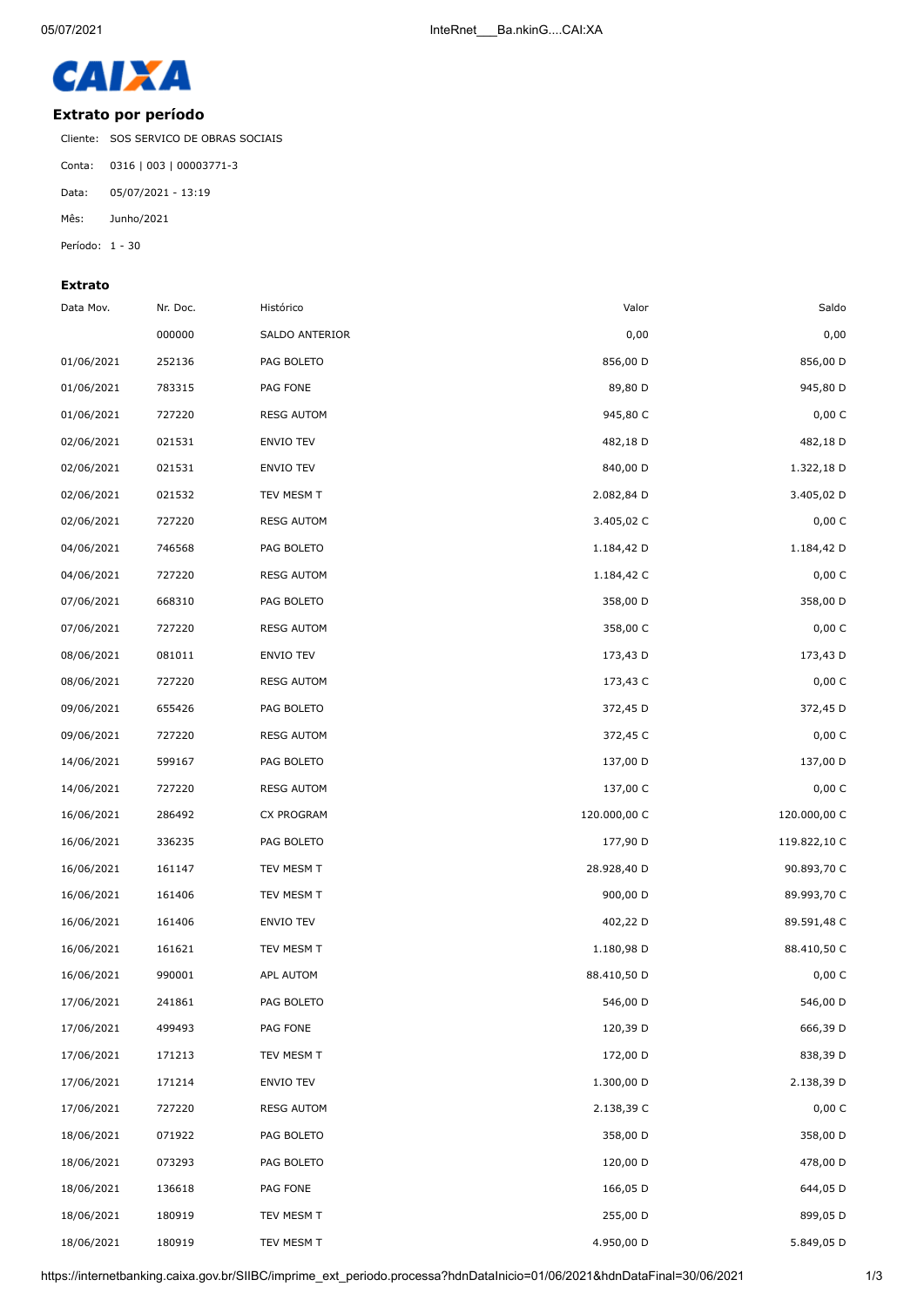CAIXA

## Extrato por período

Cliente: SOS SERVICO DE OBRAS SOCIAIS

Conta: 0316 | 003 | 00003771-3

Data: 05/07/2021 - 13:19

Mês: Junho/2021

Período: 1 - 30

### Extrato

| Data Mov. | Nr. Doc. | Histórico | Valor | Saldo |
|---|---|---|---|---|
| | 000000 | SALDO ANTERIOR | 0,00 | 0,00 |
| 01/06/2021 | 252136 | PAG BOLETO | 856,00 D | 856,00 D |
| 01/06/2021 | 783315 | PAG FONE | 89,80 D | 945,80 D |
| 01/06/2021 | 727220 | RESG AUTOM | 945,80 C | 0,00 C |
| 02/06/2021 | 021531 | ENVIO TEV | 482,18 D | 482,18 D |
| 02/06/2021 | 021531 | ENVIO TEV | 840,00 D | 1.322,18 D |
| 02/06/2021 | 021532 | TEV MESM T | 2.082,84 D | 3.405,02 D |
| 02/06/2021 | 727220 | RESG AUTOM | 3.405,02 C | 0,00 C |
| 04/06/2021 | 746568 | PAG BOLETO | 1.184,42 D | 1.184,42 D |
| 04/06/2021 | 727220 | RESG AUTOM | 1.184,42 C | 0,00 C |
| 07/06/2021 | 668310 | PAG BOLETO | 358,00 D | 358,00 D |
| 07/06/2021 | 727220 | RESG AUTOM | 358,00 C | 0,00 C |
| 08/06/2021 | 081011 | ENVIO TEV | 173,43 D | 173,43 D |
| 08/06/2021 | 727220 | RESG AUTOM | 173,43 C | 0,00 C |
| 09/06/2021 | 655426 | PAG BOLETO | 372,45 D | 372,45 D |
| 09/06/2021 | 727220 | RESG AUTOM | 372,45 C | 0,00 C |
| 14/06/2021 | 599167 | PAG BOLETO | 137,00 D | 137,00 D |
| 14/06/2021 | 727220 | RESG AUTOM | 137,00 C | 0,00 C |
| 16/06/2021 | 286492 | CX PROGRAM | 120.000,00 C | 120.000,00 C |
| 16/06/2021 | 336235 | PAG BOLETO | 177,90 D | 119.822,10 C |
| 16/06/2021 | 161147 | TEV MESM T | 28.928,40 D | 90.893,70 C |
| 16/06/2021 | 161406 | TEV MESM T | 900,00 D | 89.993,70 C |
| 16/06/2021 | 161406 | ENVIO TEV | 402,22 D | 89.591,48 C |
| 16/06/2021 | 161621 | TEV MESM T | 1.180,98 D | 88.410,50 C |
| 16/06/2021 | 990001 | APL AUTOM | 88.410,50 D | 0,00 C |
| 17/06/2021 | 241861 | PAG BOLETO | 546,00 D | 546,00 D |
| 17/06/2021 | 499493 | PAG FONE | 120,39 D | 666,39 D |
| 17/06/2021 | 171213 | TEV MESM T | 172,00 D | 838,39 D |
| 17/06/2021 | 171214 | ENVIO TEV | 1.300,00 D | 2.138,39 D |
| 17/06/2021 | 727220 | RESG AUTOM | 2.138,39 C | 0,00 C |
| 18/06/2021 | 071922 | PAG BOLETO | 358,00 D | 358,00 D |
| 18/06/2021 | 073293 | PAG BOLETO | 120,00 D | 478,00 D |
| 18/06/2021 | 136618 | PAG FONE | 166,05 D | 644,05 D |
| 18/06/2021 | 180919 | TEV MESM T | 255,00 D | 899,05 D |
| 18/06/2021 | 180919 | TEV MESM T | 4.950,00 D | 5.849,05 D |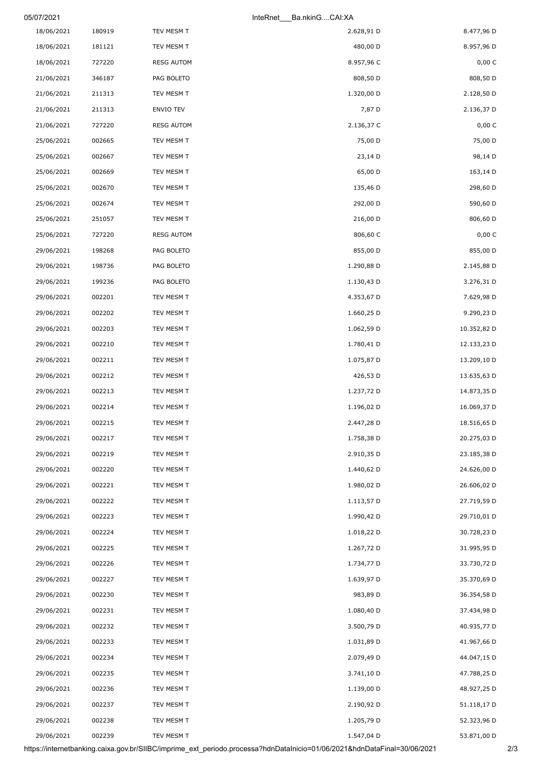| | | | | |
|---|---|---|---|---|
| 18/06/2021 | 180919 | TEV MESM T | 2.628,91 D | 8.477,96 D |
| 18/06/2021 | 181121 | TEV MESM T | 480,00 D | 8.957,96 D |
| 18/06/2021 | 727220 | RESG AUTOM | 8.957,96 C | 0,00 C |
| 21/06/2021 | 346187 | PAG BOLETO | 808,50 D | 808,50 D |
| 21/06/2021 | 211313 | TEV MESM T | 1.320,00 D | 2.128,50 D |
| 21/06/2021 | 211313 | ENVIO TEV | 7,87 D | 2.136,37 D |
| 21/06/2021 | 727220 | RESG AUTOM | 2.136,37 C | 0,00 C |
| 25/06/2021 | 002665 | TEV MESM T | 75,00 D | 75,00 D |
| 25/06/2021 | 002667 | TEV MESM T | 23,14 D | 98,14 D |
| 25/06/2021 | 002669 | TEV MESM T | 65,00 D | 163,14 D |
| 25/06/2021 | 002670 | TEV MESM T | 135,46 D | 298,60 D |
| 25/06/2021 | 002674 | TEV MESM T | 292,00 D | 590,60 D |
| 25/06/2021 | 251057 | TEV MESM T | 216,00 D | 806,60 D |
| 25/06/2021 | 727220 | RESG AUTOM | 806,60 C | 0,00 C |
| 29/06/2021 | 198268 | PAG BOLETO | 855,00 D | 855,00 D |
| 29/06/2021 | 198736 | PAG BOLETO | 1.290,88 D | 2.145,88 D |
| 29/06/2021 | 199236 | PAG BOLETO | 1.130,43 D | 3.276,31 D |
| 29/06/2021 | 002201 | TEV MESM T | 4.353,67 D | 7.629,98 D |
| 29/06/2021 | 002202 | TEV MESM T | 1.660,25 D | 9.290,23 D |
| 29/06/2021 | 002203 | TEV MESM T | 1.062,59 D | 10.352,82 D |
| 29/06/2021 | 002210 | TEV MESM T | 1.780,41 D | 12.133,23 D |
| 29/06/2021 | 002211 | TEV MESM T | 1.075,87 D | 13.209,10 D |
| 29/06/2021 | 002212 | TEV MESM T | 426,53 D | 13.635,63 D |
| 29/06/2021 | 002213 | TEV MESM T | 1.237,72 D | 14.873,35 D |
| 29/06/2021 | 002214 | TEV MESM T | 1.196,02 D | 16.069,37 D |
| 29/06/2021 | 002215 | TEV MESM T | 2.447,28 D | 18.516,65 D |
| 29/06/2021 | 002217 | TEV MESM T | 1.758,38 D | 20.275,03 D |
| 29/06/2021 | 002219 | TEV MESM T | 2.910,35 D | 23.185,38 D |
| 29/06/2021 | 002220 | TEV MESM T | 1.440,62 D | 24.626,00 D |
| 29/06/2021 | 002221 | TEV MESM T | 1.980,02 D | 26.606,02 D |
| 29/06/2021 | 002222 | TEV MESM T | 1.113,57 D | 27.719,59 D |
| 29/06/2021 | 002223 | TEV MESM T | 1.990,42 D | 29.710,01 D |
| 29/06/2021 | 002224 | TEV MESM T | 1.018,22 D | 30.728,23 D |
| 29/06/2021 | 002225 | TEV MESM T | 1.267,72 D | 31.995,95 D |
| 29/06/2021 | 002226 | TEV MESM T | 1.734,77 D | 33.730,72 D |
| 29/06/2021 | 002227 | TEV MESM T | 1.639,97 D | 35.370,69 D |
| 29/06/2021 | 002230 | TEV MESM T | 983,89 D | 36.354,58 D |
| 29/06/2021 | 002231 | TEV MESM T | 1.080,40 D | 37.434,98 D |
| 29/06/2021 | 002232 | TEV MESM T | 3.500,79 D | 40.935,77 D |
| 29/06/2021 | 002233 | TEV MESM T | 1.031,89 D | 41.967,66 D |
| 29/06/2021 | 002234 | TEV MESM T | 2.079,49 D | 44.047,15 D |
| 29/06/2021 | 002235 | TEV MESM T | 3.741,10 D | 47.788,25 D |
| 29/06/2021 | 002236 | TEV MESM T | 1.139,00 D | 48.927,25 D |
| 29/06/2021 | 002237 | TEV MESM T | 2.190,92 D | 51.118,17 D |
| 29/06/2021 | 002238 | TEV MESM T | 1.205,79 D | 52.323,96 D |
| 29/06/2021 | 002239 | TEV MESM T | 1.547,04 D | 53.871,00 D |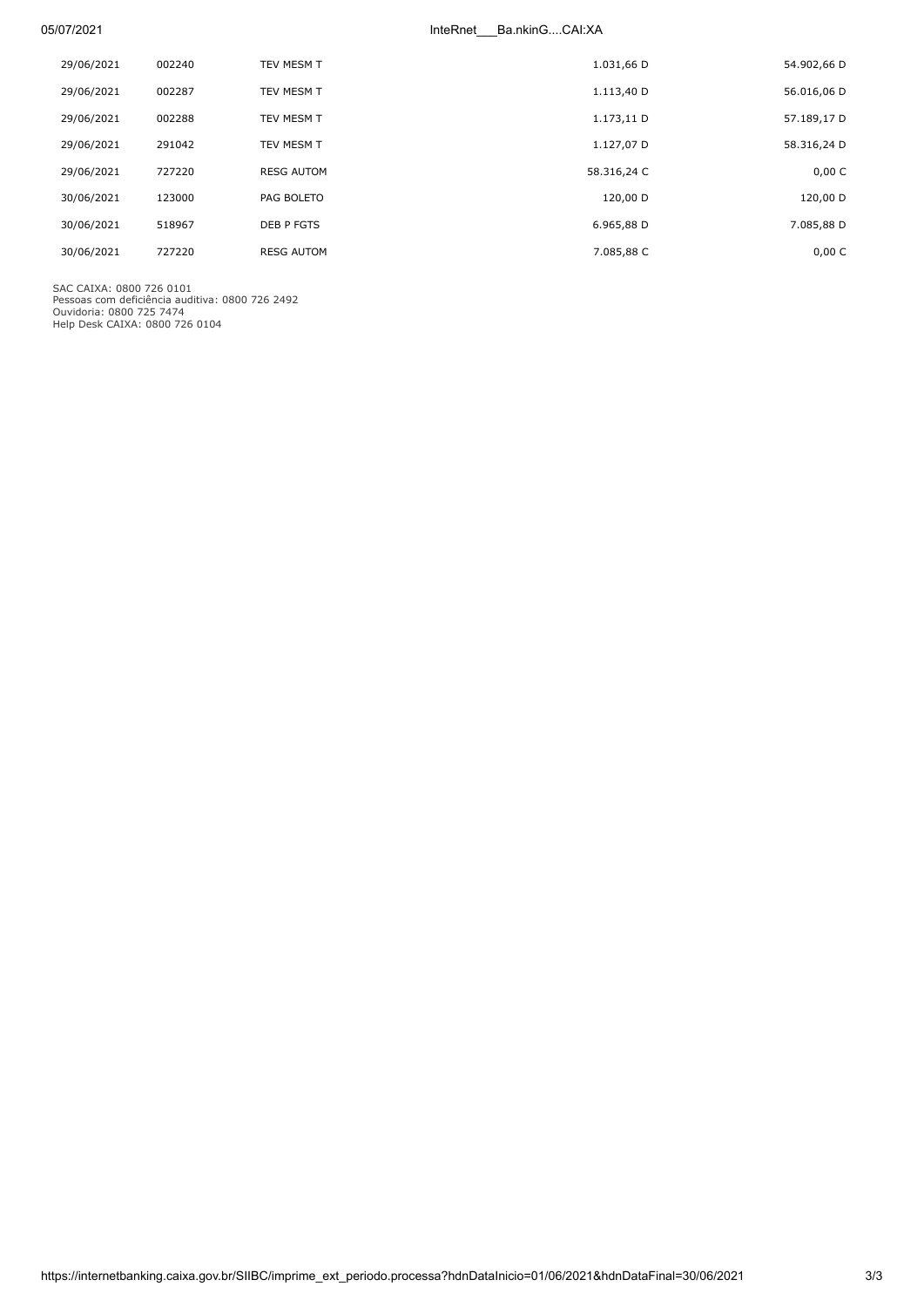| | | | | |
|---|---|---|---|---|
| 29/06/2021 | 002240 | TEV MESM T | 1.031,66 D | 54.902,66 D |
| 29/06/2021 | 002287 | TEV MESM T | 1.113,40 D | 56.016,06 D |
| 29/06/2021 | 002288 | TEV MESM T | 1.173,11 D | 57.189,17 D |
| 29/06/2021 | 291042 | TEV MESM T | 1.127,07 D | 58.316,24 D |
| 29/06/2021 | 727220 | RESG AUTOM | 58.316,24 C | 0,00 C |
| 30/06/2021 | 123000 | PAG BOLETO | 120,00 D | 120,00 D |
| 30/06/2021 | 518967 | DEB P FGTS | 6.965,88 D | 7.085,88 D |
| 30/06/2021 | 727220 | RESG AUTOM | 7.085,88 C | 0,00 C |

SAC CAIXA: 0800 726 0101
Pessoas com deficiência auditiva: 0800 726 2492
Ouvidoria: 0800 725 7474
Help Desk CAIXA: 0800 726 0104